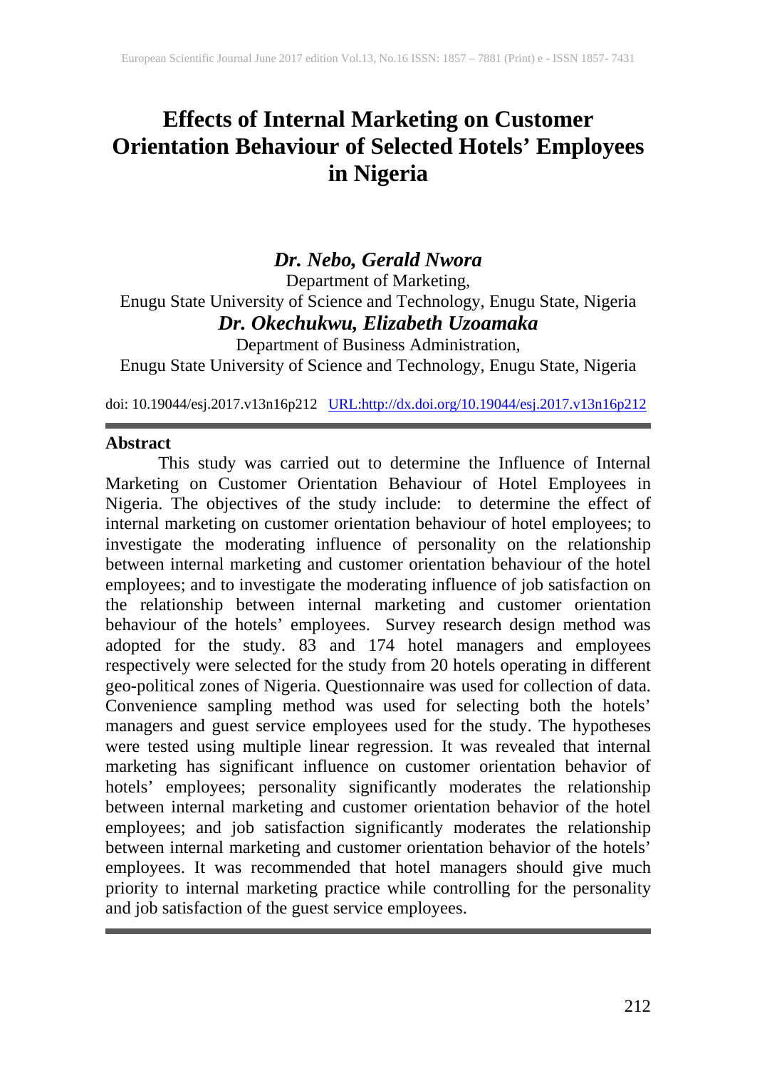# Effects of Internal Marketing on Customer Orientation Behaviour of Selected Hotels' Employees in Nigeria

***Dr. Nebo, Gerald Nwora***

Department of Marketing,

Enugu State University of Science and Technology, Enugu State, Nigeria

***Dr. Okechukwu, Elizabeth Uzoamaka***

Department of Business Administration,

Enugu State University of Science and Technology, Enugu State, Nigeria

doi: 10.19044/esj.2017.v13n16p212 URL:http://dx.doi.org/10.19044/esj.2017.v13n16p212

## Abstract

This study was carried out to determine the Influence of Internal Marketing on Customer Orientation Behaviour of Hotel Employees in Nigeria. The objectives of the study include: to determine the effect of internal marketing on customer orientation behaviour of hotel employees; to investigate the moderating influence of personality on the relationship between internal marketing and customer orientation behaviour of the hotel employees; and to investigate the moderating influence of job satisfaction on the relationship between internal marketing and customer orientation behaviour of the hotels' employees. Survey research design method was adopted for the study. 83 and 174 hotel managers and employees respectively were selected for the study from 20 hotels operating in different geo-political zones of Nigeria. Questionnaire was used for collection of data. Convenience sampling method was used for selecting both the hotels' managers and guest service employees used for the study. The hypotheses were tested using multiple linear regression. It was revealed that internal marketing has significant influence on customer orientation behavior of hotels' employees; personality significantly moderates the relationship between internal marketing and customer orientation behavior of the hotel employees; and job satisfaction significantly moderates the relationship between internal marketing and customer orientation behavior of the hotels' employees. It was recommended that hotel managers should give much priority to internal marketing practice while controlling for the personality and job satisfaction of the guest service employees.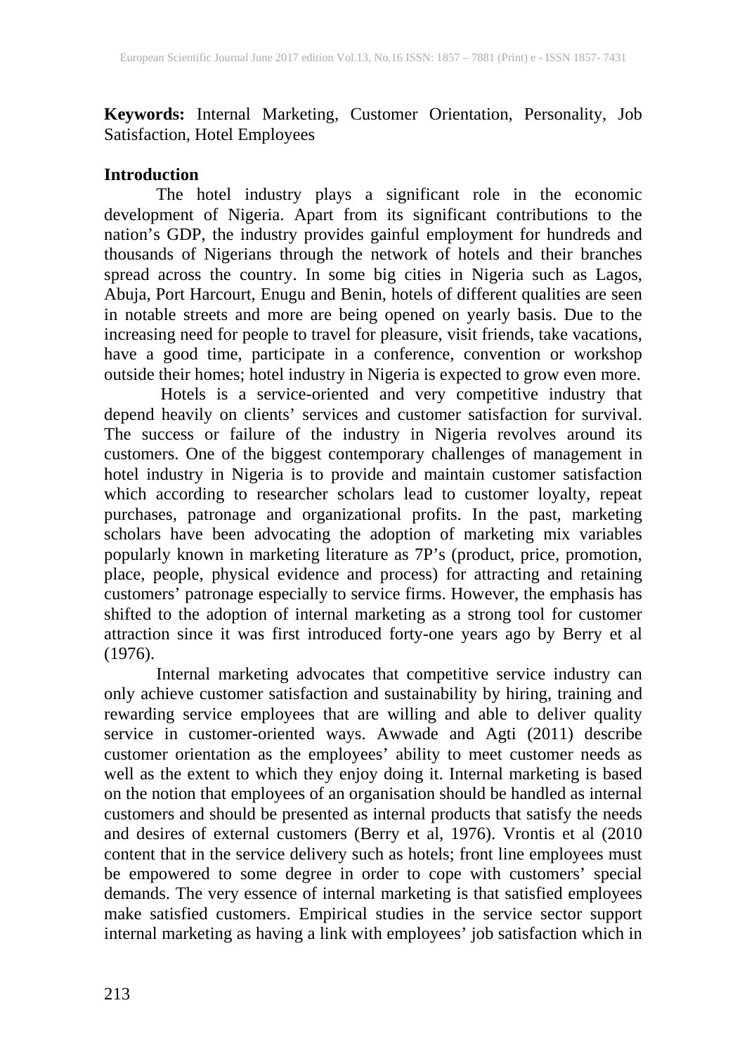**Keywords:** Internal Marketing, Customer Orientation, Personality, Job Satisfaction, Hotel Employees

## Introduction

The hotel industry plays a significant role in the economic development of Nigeria. Apart from its significant contributions to the nation's GDP, the industry provides gainful employment for hundreds and thousands of Nigerians through the network of hotels and their branches spread across the country. In some big cities in Nigeria such as Lagos, Abuja, Port Harcourt, Enugu and Benin, hotels of different qualities are seen in notable streets and more are being opened on yearly basis. Due to the increasing need for people to travel for pleasure, visit friends, take vacations, have a good time, participate in a conference, convention or workshop outside their homes; hotel industry in Nigeria is expected to grow even more.

Hotels is a service-oriented and very competitive industry that depend heavily on clients' services and customer satisfaction for survival. The success or failure of the industry in Nigeria revolves around its customers. One of the biggest contemporary challenges of management in hotel industry in Nigeria is to provide and maintain customer satisfaction which according to researcher scholars lead to customer loyalty, repeat purchases, patronage and organizational profits. In the past, marketing scholars have been advocating the adoption of marketing mix variables popularly known in marketing literature as 7P's (product, price, promotion, place, people, physical evidence and process) for attracting and retaining customers' patronage especially to service firms. However, the emphasis has shifted to the adoption of internal marketing as a strong tool for customer attraction since it was first introduced forty-one years ago by Berry et al (1976).

Internal marketing advocates that competitive service industry can only achieve customer satisfaction and sustainability by hiring, training and rewarding service employees that are willing and able to deliver quality service in customer-oriented ways. Awwade and Agti (2011) describe customer orientation as the employees' ability to meet customer needs as well as the extent to which they enjoy doing it. Internal marketing is based on the notion that employees of an organisation should be handled as internal customers and should be presented as internal products that satisfy the needs and desires of external customers (Berry et al, 1976). Vrontis et al (2010 content that in the service delivery such as hotels; front line employees must be empowered to some degree in order to cope with customers' special demands. The very essence of internal marketing is that satisfied employees make satisfied customers. Empirical studies in the service sector support internal marketing as having a link with employees' job satisfaction which in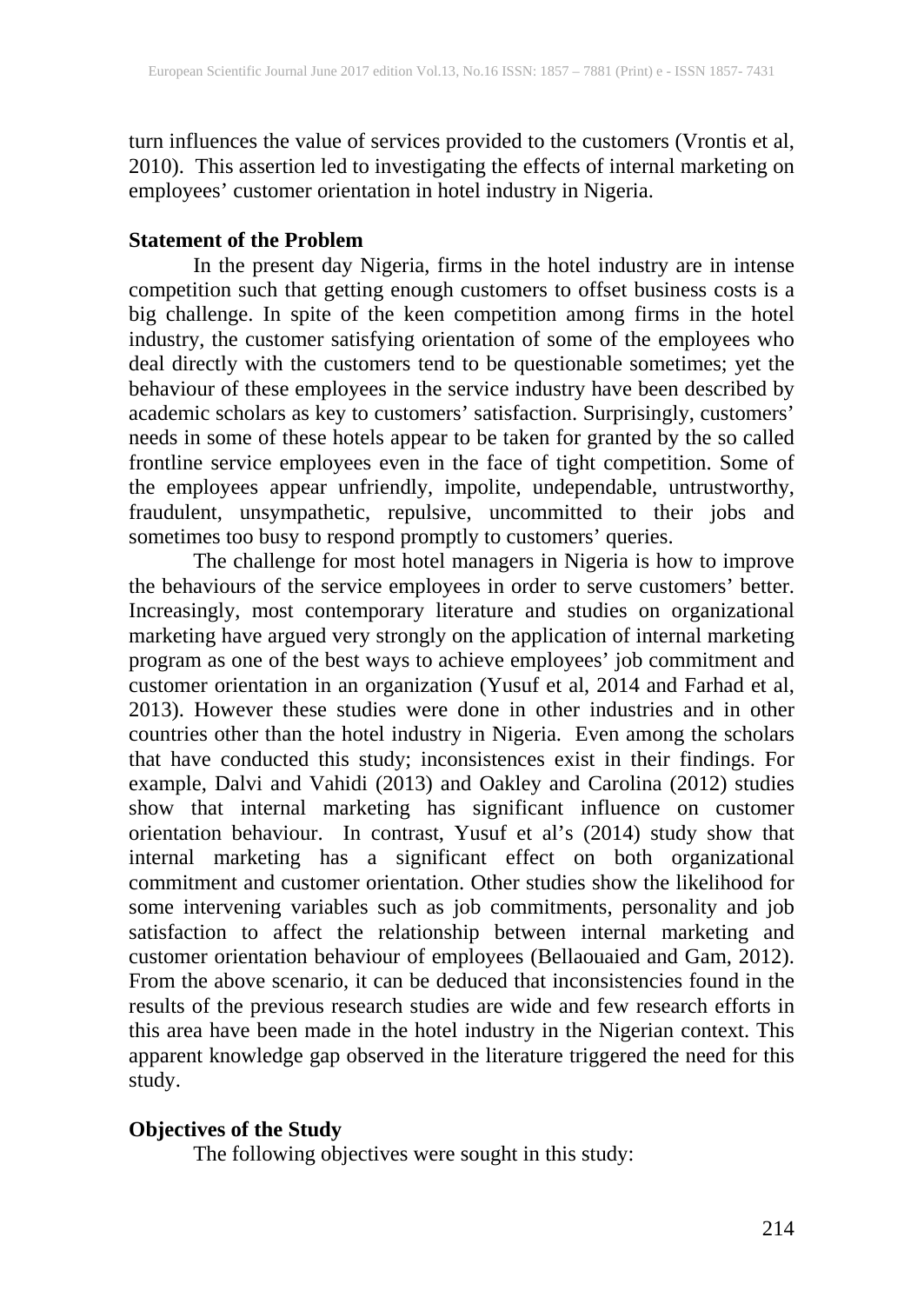turn influences the value of services provided to the customers (Vrontis et al, 2010). This assertion led to investigating the effects of internal marketing on employees' customer orientation in hotel industry in Nigeria.

**Statement of the Problem**

In the present day Nigeria, firms in the hotel industry are in intense competition such that getting enough customers to offset business costs is a big challenge. In spite of the keen competition among firms in the hotel industry, the customer satisfying orientation of some of the employees who deal directly with the customers tend to be questionable sometimes; yet the behaviour of these employees in the service industry have been described by academic scholars as key to customers' satisfaction. Surprisingly, customers' needs in some of these hotels appear to be taken for granted by the so called frontline service employees even in the face of tight competition. Some of the employees appear unfriendly, impolite, undependable, untrustworthy, fraudulent, unsympathetic, repulsive, uncommitted to their jobs and sometimes too busy to respond promptly to customers' queries.

The challenge for most hotel managers in Nigeria is how to improve the behaviours of the service employees in order to serve customers' better. Increasingly, most contemporary literature and studies on organizational marketing have argued very strongly on the application of internal marketing program as one of the best ways to achieve employees' job commitment and customer orientation in an organization (Yusuf et al, 2014 and Farhad et al, 2013). However these studies were done in other industries and in other countries other than the hotel industry in Nigeria. Even among the scholars that have conducted this study; inconsistences exist in their findings. For example, Dalvi and Vahidi (2013) and Oakley and Carolina (2012) studies show that internal marketing has significant influence on customer orientation behaviour. In contrast, Yusuf et al's (2014) study show that internal marketing has a significant effect on both organizational commitment and customer orientation. Other studies show the likelihood for some intervening variables such as job commitments, personality and job satisfaction to affect the relationship between internal marketing and customer orientation behaviour of employees (Bellaouaied and Gam, 2012). From the above scenario, it can be deduced that inconsistencies found in the results of the previous research studies are wide and few research efforts in this area have been made in the hotel industry in the Nigerian context. This apparent knowledge gap observed in the literature triggered the need for this study.

**Objectives of the Study**

The following objectives were sought in this study: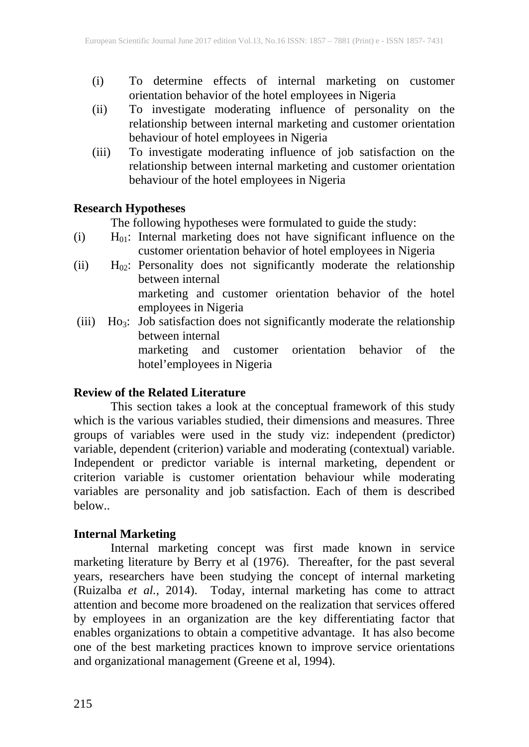(i) To determine effects of internal marketing on customer orientation behavior of the hotel employees in Nigeria

(ii) To investigate moderating influence of personality on the relationship between internal marketing and customer orientation behaviour of hotel employees in Nigeria

(iii) To investigate moderating influence of job satisfaction on the relationship between internal marketing and customer orientation behaviour of the hotel employees in Nigeria

**Research Hypotheses**

The following hypotheses were formulated to guide the study:

(i) $H_{01}$: Internal marketing does not have significant influence on the customer orientation behavior of hotel employees in Nigeria

(ii) $H_{02}$: Personality does not significantly moderate the relationship between internal marketing and customer orientation behavior of the hotel employees in Nigeria

(iii) $Ho_3$: Job satisfaction does not significantly moderate the relationship between internal marketing and customer orientation behavior of the hotel'employees in Nigeria

**Review of the Related Literature**

This section takes a look at the conceptual framework of this study which is the various variables studied, their dimensions and measures. Three groups of variables were used in the study viz: independent (predictor) variable, dependent (criterion) variable and moderating (contextual) variable. Independent or predictor variable is internal marketing, dependent or criterion variable is customer orientation behaviour while moderating variables are personality and job satisfaction. Each of them is described below..

**Internal Marketing**

Internal marketing concept was first made known in service marketing literature by Berry et al (1976). Thereafter, for the past several years, researchers have been studying the concept of internal marketing (Ruizalba *et al.*, 2014). Today, internal marketing has come to attract attention and become more broadened on the realization that services offered by employees in an organization are the key differentiating factor that enables organizations to obtain a competitive advantage. It has also become one of the best marketing practices known to improve service orientations and organizational management (Greene et al, 1994).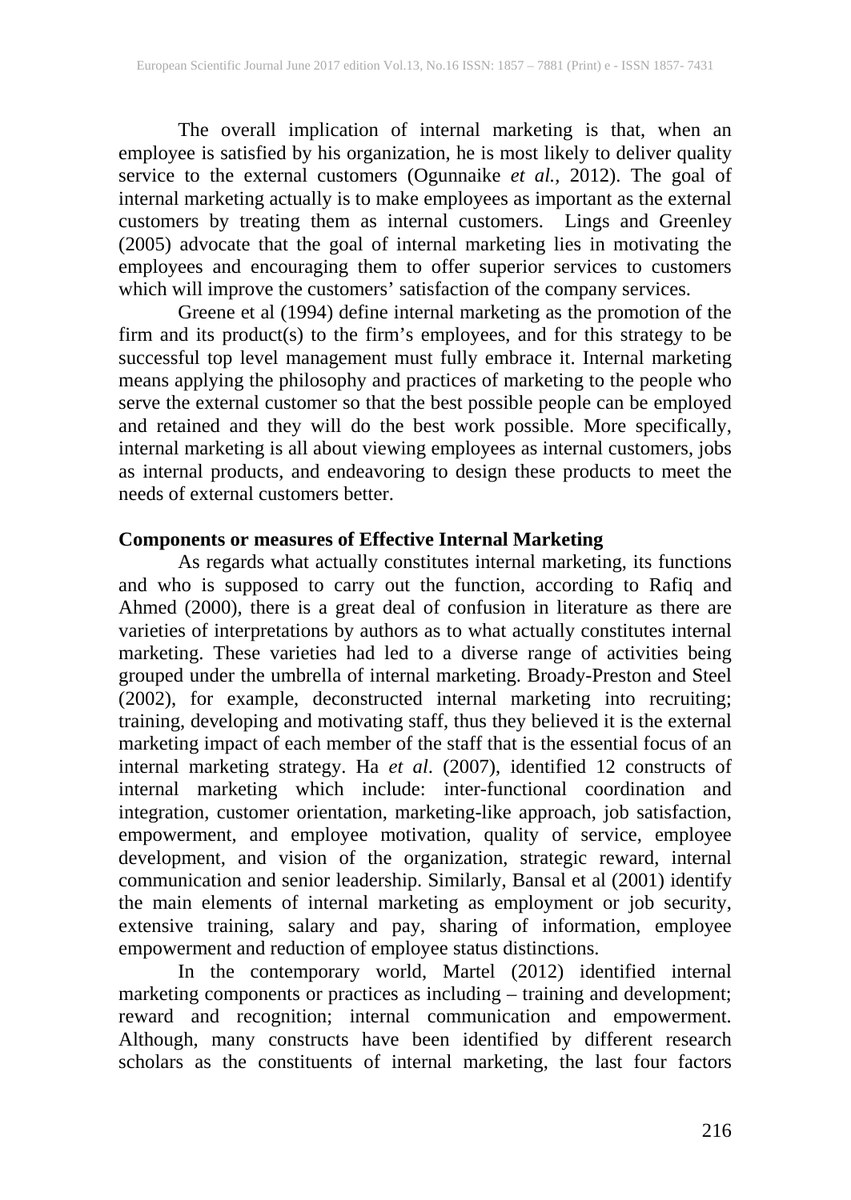The overall implication of internal marketing is that, when an employee is satisfied by his organization, he is most likely to deliver quality service to the external customers (Ogunnaike *et al.*, 2012). The goal of internal marketing actually is to make employees as important as the external customers by treating them as internal customers. Lings and Greenley (2005) advocate that the goal of internal marketing lies in motivating the employees and encouraging them to offer superior services to customers which will improve the customers' satisfaction of the company services.

Greene et al (1994) define internal marketing as the promotion of the firm and its product(s) to the firm's employees, and for this strategy to be successful top level management must fully embrace it. Internal marketing means applying the philosophy and practices of marketing to the people who serve the external customer so that the best possible people can be employed and retained and they will do the best work possible. More specifically, internal marketing is all about viewing employees as internal customers, jobs as internal products, and endeavoring to design these products to meet the needs of external customers better.

**Components or measures of Effective Internal Marketing**

As regards what actually constitutes internal marketing, its functions and who is supposed to carry out the function, according to Rafiq and Ahmed (2000), there is a great deal of confusion in literature as there are varieties of interpretations by authors as to what actually constitutes internal marketing. These varieties had led to a diverse range of activities being grouped under the umbrella of internal marketing. Broady-Preston and Steel (2002), for example, deconstructed internal marketing into recruiting; training, developing and motivating staff, thus they believed it is the external marketing impact of each member of the staff that is the essential focus of an internal marketing strategy. Ha *et al*. (2007), identified 12 constructs of internal marketing which include: inter-functional coordination and integration, customer orientation, marketing-like approach, job satisfaction, empowerment, and employee motivation, quality of service, employee development, and vision of the organization, strategic reward, internal communication and senior leadership. Similarly, Bansal et al (2001) identify the main elements of internal marketing as employment or job security, extensive training, salary and pay, sharing of information, employee empowerment and reduction of employee status distinctions.

In the contemporary world, Martel (2012) identified internal marketing components or practices as including – training and development; reward and recognition; internal communication and empowerment. Although, many constructs have been identified by different research scholars as the constituents of internal marketing, the last four factors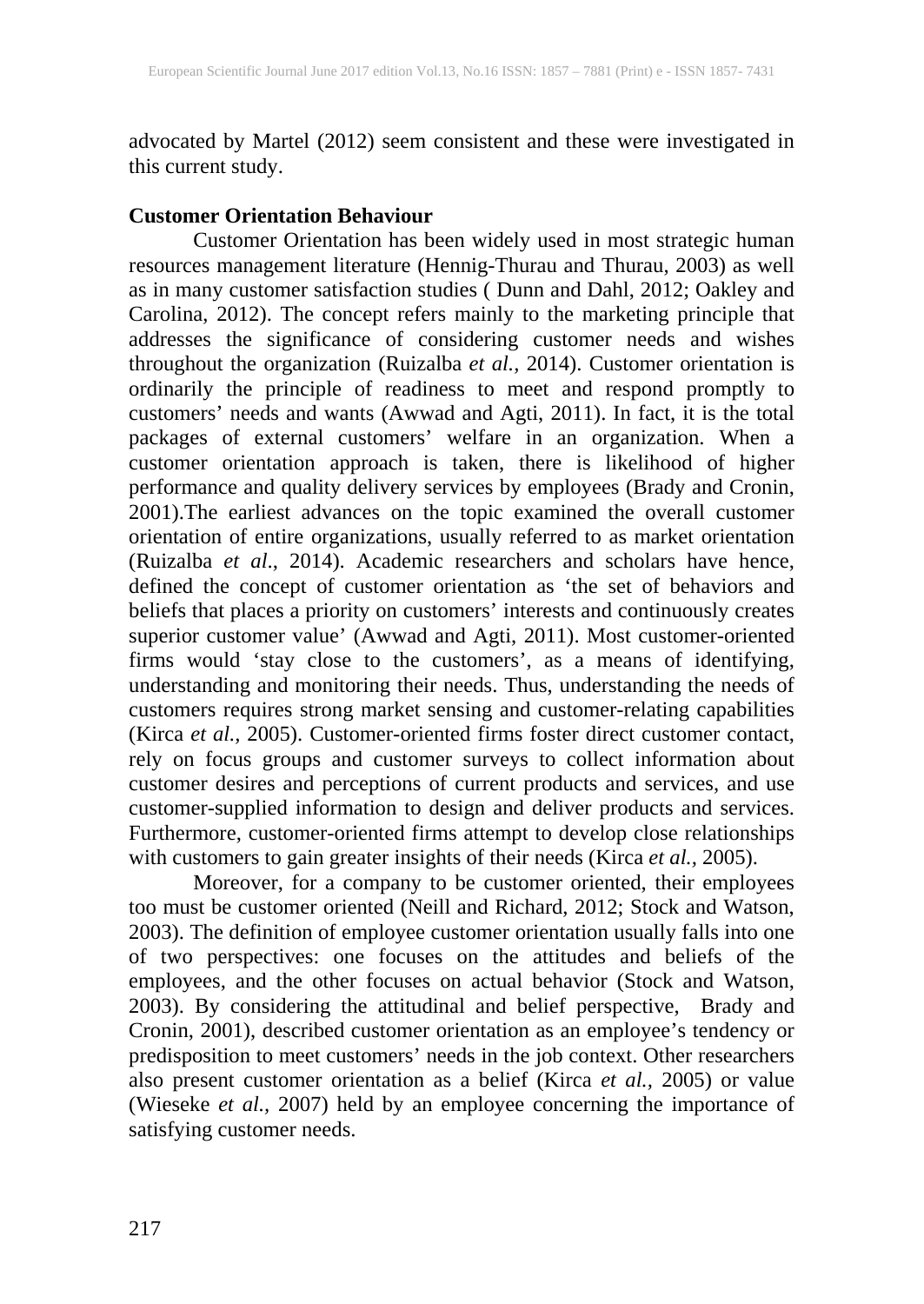advocated by Martel (2012) seem consistent and these were investigated in this current study.

**Customer Orientation Behaviour**

Customer Orientation has been widely used in most strategic human resources management literature (Hennig-Thurau and Thurau, 2003) as well as in many customer satisfaction studies ( Dunn and Dahl, 2012; Oakley and Carolina, 2012). The concept refers mainly to the marketing principle that addresses the significance of considering customer needs and wishes throughout the organization (Ruizalba *et al.,* 2014). Customer orientation is ordinarily the principle of readiness to meet and respond promptly to customers' needs and wants (Awwad and Agti, 2011). In fact, it is the total packages of external customers' welfare in an organization. When a customer orientation approach is taken, there is likelihood of higher performance and quality delivery services by employees (Brady and Cronin, 2001).The earliest advances on the topic examined the overall customer orientation of entire organizations, usually referred to as market orientation (Ruizalba *et al*., 2014). Academic researchers and scholars have hence, defined the concept of customer orientation as 'the set of behaviors and beliefs that places a priority on customers' interests and continuously creates superior customer value' (Awwad and Agti, 2011). Most customer-oriented firms would 'stay close to the customers', as a means of identifying, understanding and monitoring their needs. Thus, understanding the needs of customers requires strong market sensing and customer-relating capabilities (Kirca *et al.,* 2005). Customer-oriented firms foster direct customer contact, rely on focus groups and customer surveys to collect information about customer desires and perceptions of current products and services, and use customer-supplied information to design and deliver products and services. Furthermore, customer-oriented firms attempt to develop close relationships with customers to gain greater insights of their needs (Kirca *et al.,* 2005).

Moreover, for a company to be customer oriented, their employees too must be customer oriented (Neill and Richard, 2012; Stock and Watson, 2003). The definition of employee customer orientation usually falls into one of two perspectives: one focuses on the attitudes and beliefs of the employees, and the other focuses on actual behavior (Stock and Watson, 2003). By considering the attitudinal and belief perspective, Brady and Cronin, 2001), described customer orientation as an employee's tendency or predisposition to meet customers' needs in the job context. Other researchers also present customer orientation as a belief (Kirca *et al.,* 2005) or value (Wieseke *et al.,* 2007) held by an employee concerning the importance of satisfying customer needs.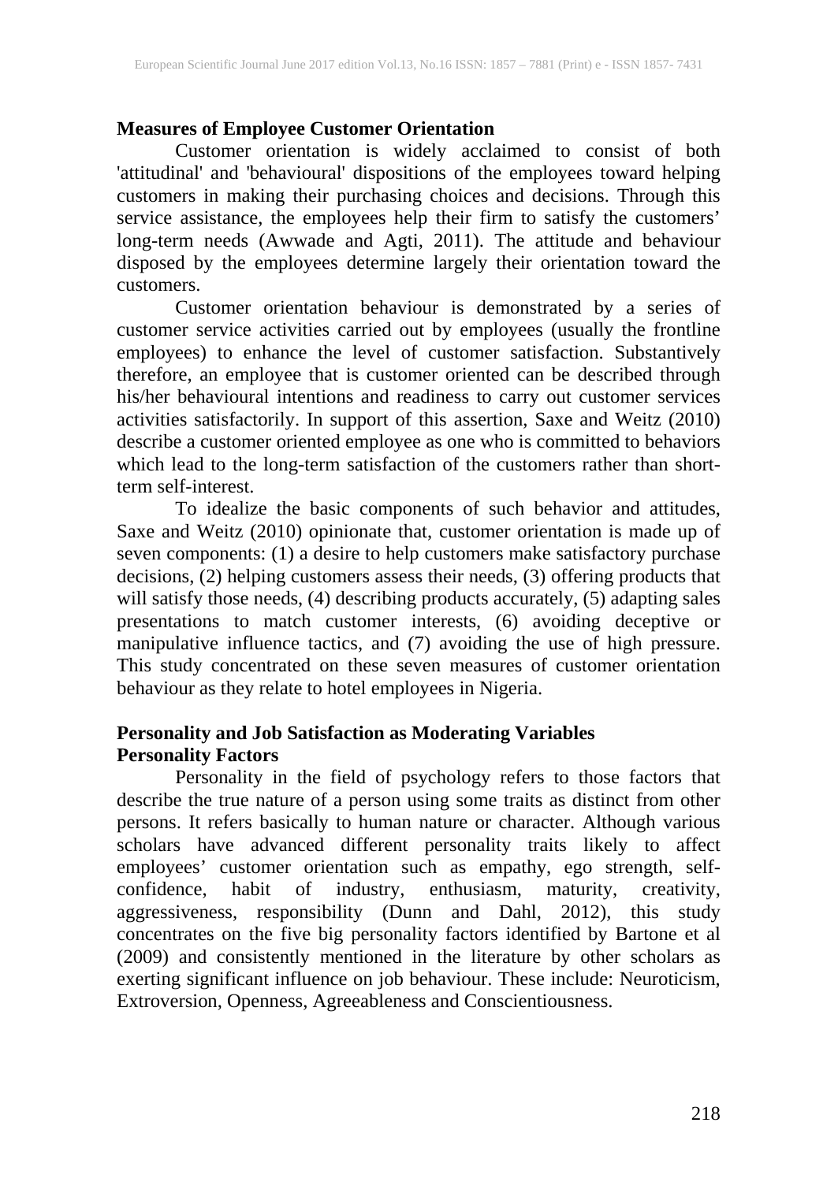### Measures of Employee Customer Orientation

Customer orientation is widely acclaimed to consist of both 'attitudinal' and 'behavioural' dispositions of the employees toward helping customers in making their purchasing choices and decisions. Through this service assistance, the employees help their firm to satisfy the customers' long-term needs (Awwade and Agti, 2011). The attitude and behaviour disposed by the employees determine largely their orientation toward the customers.

Customer orientation behaviour is demonstrated by a series of customer service activities carried out by employees (usually the frontline employees) to enhance the level of customer satisfaction. Substantively therefore, an employee that is customer oriented can be described through his/her behavioural intentions and readiness to carry out customer services activities satisfactorily. In support of this assertion, Saxe and Weitz (2010) describe a customer oriented employee as one who is committed to behaviors which lead to the long-term satisfaction of the customers rather than short-term self-interest.

To idealize the basic components of such behavior and attitudes, Saxe and Weitz (2010) opinionate that, customer orientation is made up of seven components: (1) a desire to help customers make satisfactory purchase decisions, (2) helping customers assess their needs, (3) offering products that will satisfy those needs, (4) describing products accurately, (5) adapting sales presentations to match customer interests, (6) avoiding deceptive or manipulative influence tactics, and (7) avoiding the use of high pressure. This study concentrated on these seven measures of customer orientation behaviour as they relate to hotel employees in Nigeria.

### Personality and Job Satisfaction as Moderating Variables

#### Personality Factors

Personality in the field of psychology refers to those factors that describe the true nature of a person using some traits as distinct from other persons. It refers basically to human nature or character. Although various scholars have advanced different personality traits likely to affect employees' customer orientation such as empathy, ego strength, self-confidence, habit of industry, enthusiasm, maturity, creativity, aggressiveness, responsibility (Dunn and Dahl, 2012), this study concentrates on the five big personality factors identified by Bartone et al (2009) and consistently mentioned in the literature by other scholars as exerting significant influence on job behaviour. These include: Neuroticism, Extroversion, Openness, Agreeableness and Conscientiousness.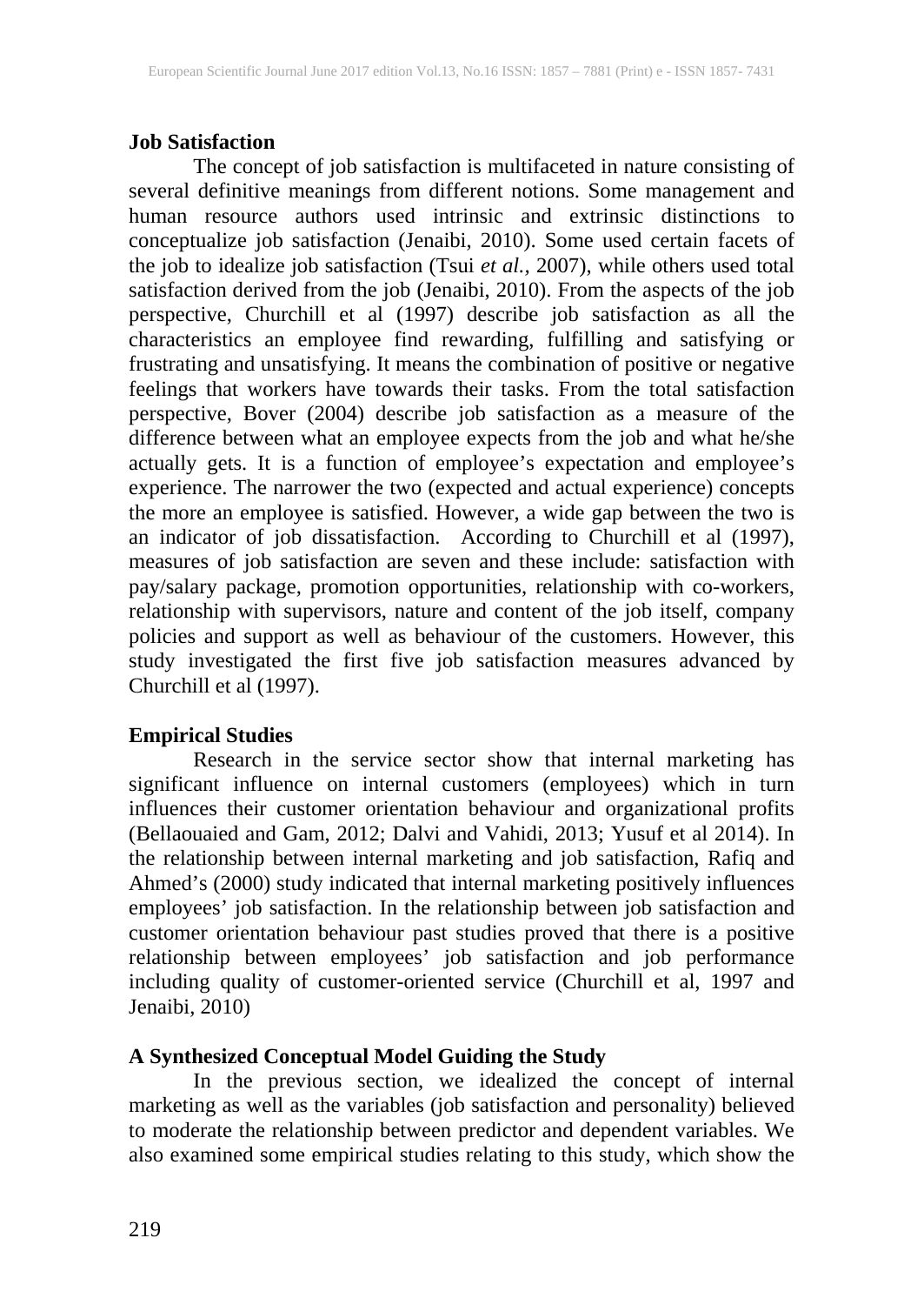## Job Satisfaction

The concept of job satisfaction is multifaceted in nature consisting of several definitive meanings from different notions. Some management and human resource authors used intrinsic and extrinsic distinctions to conceptualize job satisfaction (Jenaibi, 2010). Some used certain facets of the job to idealize job satisfaction (Tsui *et al.,* 2007), while others used total satisfaction derived from the job (Jenaibi, 2010). From the aspects of the job perspective, Churchill et al (1997) describe job satisfaction as all the characteristics an employee find rewarding, fulfilling and satisfying or frustrating and unsatisfying. It means the combination of positive or negative feelings that workers have towards their tasks. From the total satisfaction perspective, Bover (2004) describe job satisfaction as a measure of the difference between what an employee expects from the job and what he/she actually gets. It is a function of employee's expectation and employee's experience. The narrower the two (expected and actual experience) concepts the more an employee is satisfied. However, a wide gap between the two is an indicator of job dissatisfaction. According to Churchill et al (1997), measures of job satisfaction are seven and these include: satisfaction with pay/salary package, promotion opportunities, relationship with co-workers, relationship with supervisors, nature and content of the job itself, company policies and support as well as behaviour of the customers. However, this study investigated the first five job satisfaction measures advanced by Churchill et al (1997).

## Empirical Studies

Research in the service sector show that internal marketing has significant influence on internal customers (employees) which in turn influences their customer orientation behaviour and organizational profits (Bellaouaied and Gam, 2012; Dalvi and Vahidi, 2013; Yusuf et al 2014). In the relationship between internal marketing and job satisfaction, Rafiq and Ahmed's (2000) study indicated that internal marketing positively influences employees' job satisfaction. In the relationship between job satisfaction and customer orientation behaviour past studies proved that there is a positive relationship between employees' job satisfaction and job performance including quality of customer-oriented service (Churchill et al, 1997 and Jenaibi, 2010)

## A Synthesized Conceptual Model Guiding the Study

In the previous section, we idealized the concept of internal marketing as well as the variables (job satisfaction and personality) believed to moderate the relationship between predictor and dependent variables. We also examined some empirical studies relating to this study, which show the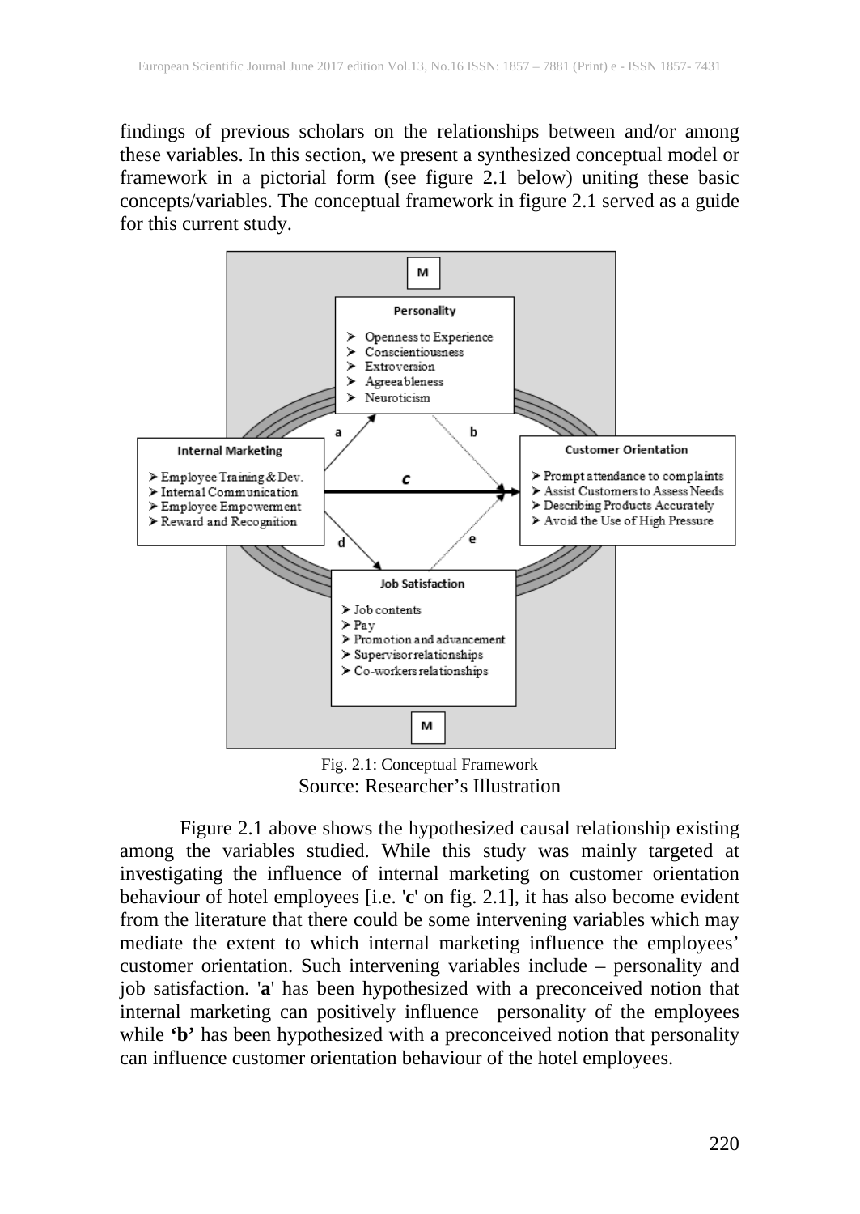findings of previous scholars on the relationships between and/or among these variables. In this section, we present a synthesized conceptual model or framework in a pictorial form (see figure 2.1 below) uniting these basic concepts/variables. The conceptual framework in figure 2.1 served as a guide for this current study.

M

**Personality**
- Openness to Experience
- Conscientiousness
- Extroversion
- Agreeableness
- Neuroticism

**Internal Marketing**
- Employee Training & Dev.
- Internal Communication
- Employee Empowerment
- Reward and Recognition

**Customer Orientation**
- Prompt attendance to complaints
- Assist Customers to Assess Needs
- Describing Products Accurately
- Avoid the Use of High Pressure

**Job Satisfaction**
- Job contents
- Pay
- Promotion and advancement
- Supervisor relationships
- Co-workers relationships

M

a b c d e

Fig. 2.1: Conceptual Framework
Source: Researcher's Illustration

Figure 2.1 above shows the hypothesized causal relationship existing among the variables studied. While this study was mainly targeted at investigating the influence of internal marketing on customer orientation behaviour of hotel employees [i.e. '**c**' on fig. 2.1], it has also become evident from the literature that there could be some intervening variables which may mediate the extent to which internal marketing influence the employees' customer orientation. Such intervening variables include – personality and job satisfaction. '**a**' has been hypothesized with a preconceived notion that internal marketing can positively influence personality of the employees while **'b'** has been hypothesized with a preconceived notion that personality can influence customer orientation behaviour of the hotel employees.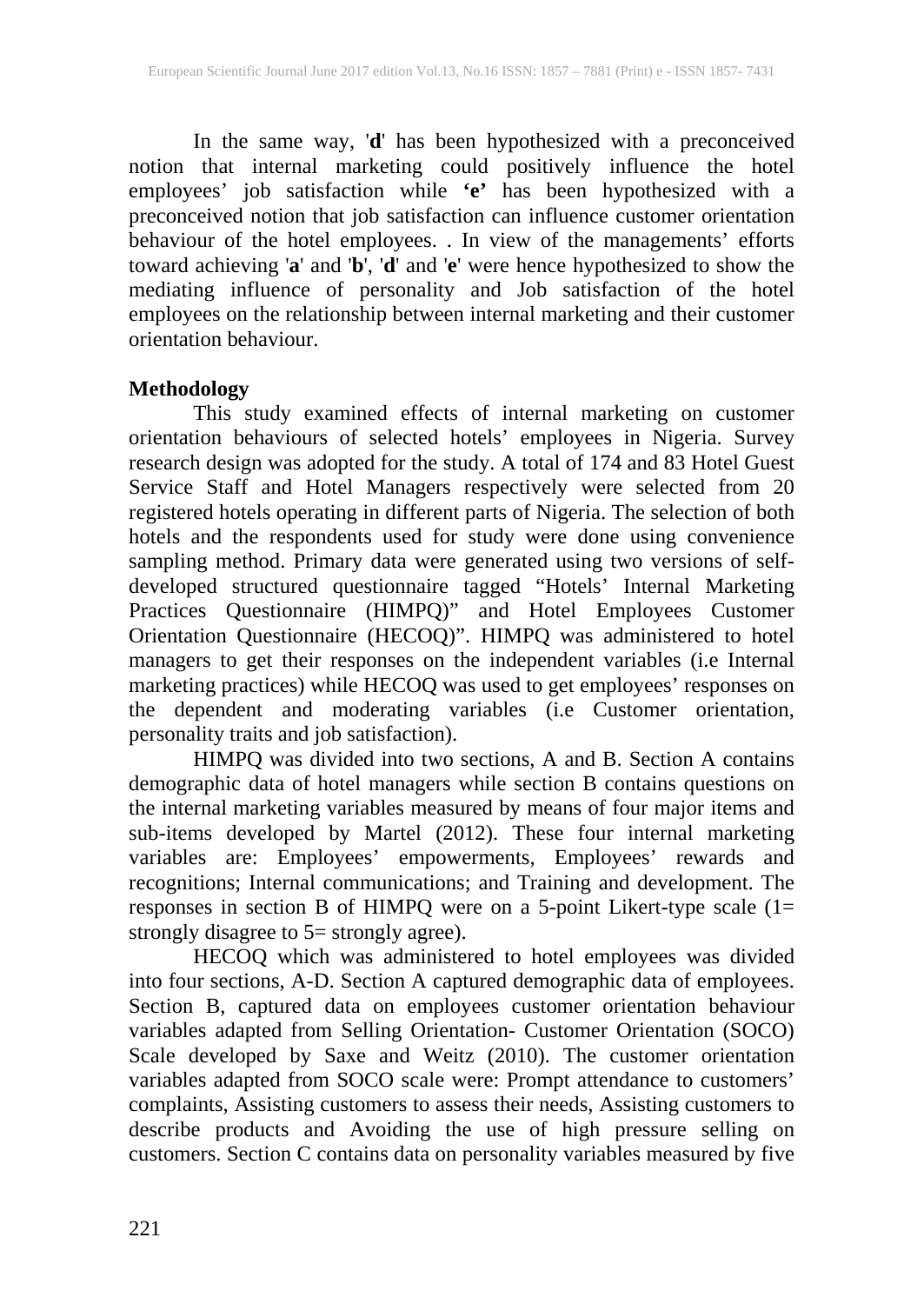In the same way, '**d**' has been hypothesized with a preconceived notion that internal marketing could positively influence the hotel employees' job satisfaction while **'e'** has been hypothesized with a preconceived notion that job satisfaction can influence customer orientation behaviour of the hotel employees. . In view of the managements' efforts toward achieving '**a**' and '**b**', '**d**' and '**e**' were hence hypothesized to show the mediating influence of personality and Job satisfaction of the hotel employees on the relationship between internal marketing and their customer orientation behaviour.

**Methodology**

This study examined effects of internal marketing on customer orientation behaviours of selected hotels' employees in Nigeria. Survey research design was adopted for the study. A total of 174 and 83 Hotel Guest Service Staff and Hotel Managers respectively were selected from 20 registered hotels operating in different parts of Nigeria. The selection of both hotels and the respondents used for study were done using convenience sampling method. Primary data were generated using two versions of self-developed structured questionnaire tagged "Hotels' Internal Marketing Practices Questionnaire (HIMPQ)" and Hotel Employees Customer Orientation Questionnaire (HECOQ)". HIMPQ was administered to hotel managers to get their responses on the independent variables (i.e Internal marketing practices) while HECOQ was used to get employees' responses on the dependent and moderating variables (i.e Customer orientation, personality traits and job satisfaction).

HIMPQ was divided into two sections, A and B. Section A contains demographic data of hotel managers while section B contains questions on the internal marketing variables measured by means of four major items and sub-items developed by Martel (2012). These four internal marketing variables are: Employees' empowerments, Employees' rewards and recognitions; Internal communications; and Training and development. The responses in section B of HIMPQ were on a 5-point Likert-type scale (1= strongly disagree to 5= strongly agree).

HECOQ which was administered to hotel employees was divided into four sections, A-D. Section A captured demographic data of employees. Section B, captured data on employees customer orientation behaviour variables adapted from Selling Orientation- Customer Orientation (SOCO) Scale developed by Saxe and Weitz (2010). The customer orientation variables adapted from SOCO scale were: Prompt attendance to customers' complaints, Assisting customers to assess their needs, Assisting customers to describe products and Avoiding the use of high pressure selling on customers. Section C contains data on personality variables measured by five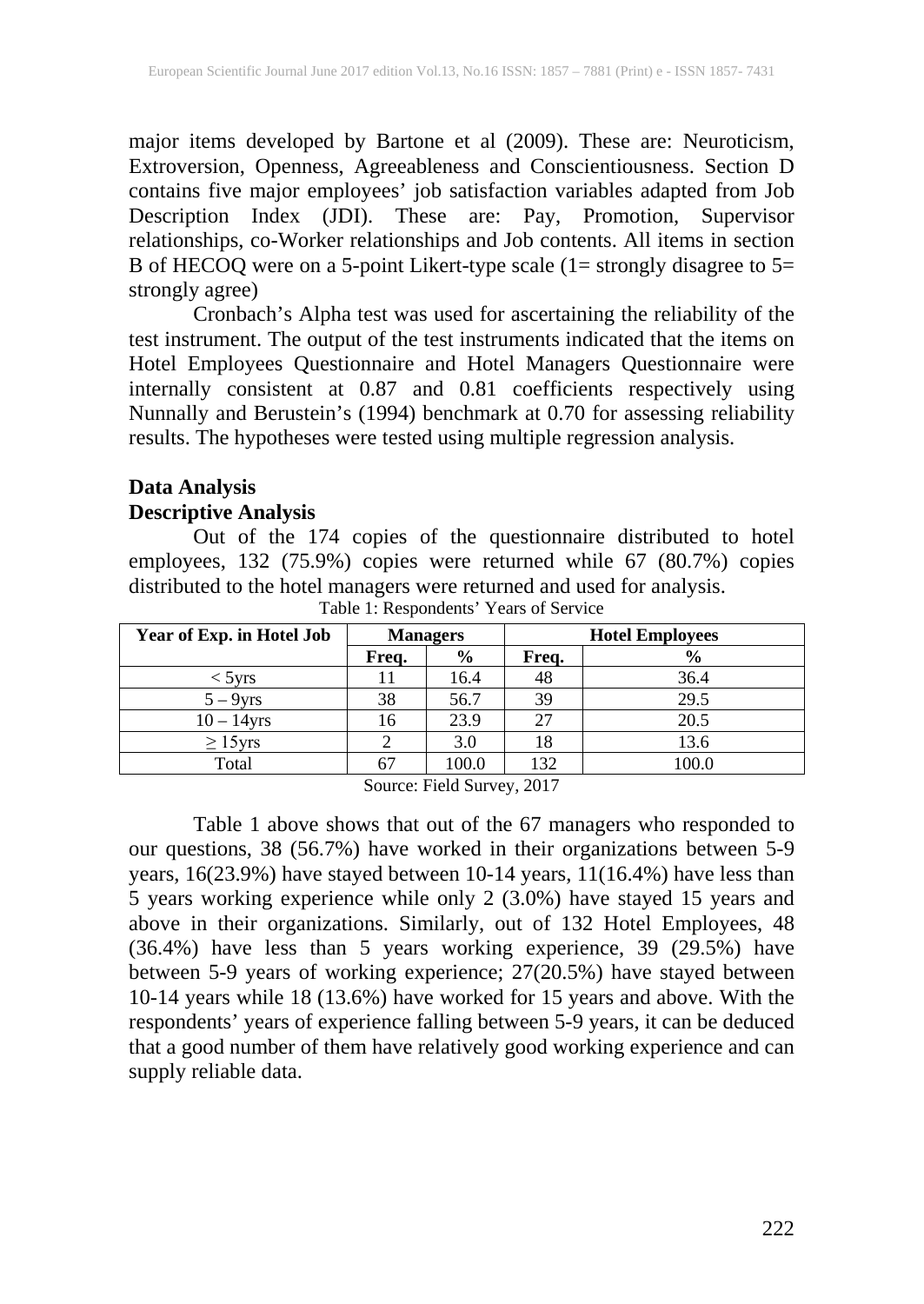major items developed by Bartone et al (2009). These are: Neuroticism, Extroversion, Openness, Agreeableness and Conscientiousness. Section D contains five major employees' job satisfaction variables adapted from Job Description Index (JDI). These are: Pay, Promotion, Supervisor relationships, co-Worker relationships and Job contents. All items in section B of HECOQ were on a 5-point Likert-type scale (1= strongly disagree to 5= strongly agree)

Cronbach's Alpha test was used for ascertaining the reliability of the test instrument. The output of the test instruments indicated that the items on Hotel Employees Questionnaire and Hotel Managers Questionnaire were internally consistent at 0.87 and 0.81 coefficients respectively using Nunnally and Berustein's (1994) benchmark at 0.70 for assessing reliability results. The hypotheses were tested using multiple regression analysis.

## Data Analysis

### Descriptive Analysis

Out of the 174 copies of the questionnaire distributed to hotel employees, 132 (75.9%) copies were returned while 67 (80.7%) copies distributed to the hotel managers were returned and used for analysis.

Table 1: Respondents' Years of Service

| Year of Exp. in Hotel Job | Managers | | Hotel Employees | |
|---|---|---|---|---|
| | Freq. | % | Freq. | % |
| < 5yrs | 11 | 16.4 | 48 | 36.4 |
| 5 – 9yrs | 38 | 56.7 | 39 | 29.5 |
| 10 – 14yrs | 16 | 23.9 | 27 | 20.5 |
| ≥ 15yrs | 2 | 3.0 | 18 | 13.6 |
| Total | 67 | 100.0 | 132 | 100.0 |

Source: Field Survey, 2017

Table 1 above shows that out of the 67 managers who responded to our questions, 38 (56.7%) have worked in their organizations between 5-9 years, 16(23.9%) have stayed between 10-14 years, 11(16.4%) have less than 5 years working experience while only 2 (3.0%) have stayed 15 years and above in their organizations. Similarly, out of 132 Hotel Employees, 48 (36.4%) have less than 5 years working experience, 39 (29.5%) have between 5-9 years of working experience; 27(20.5%) have stayed between 10-14 years while 18 (13.6%) have worked for 15 years and above. With the respondents' years of experience falling between 5-9 years, it can be deduced that a good number of them have relatively good working experience and can supply reliable data.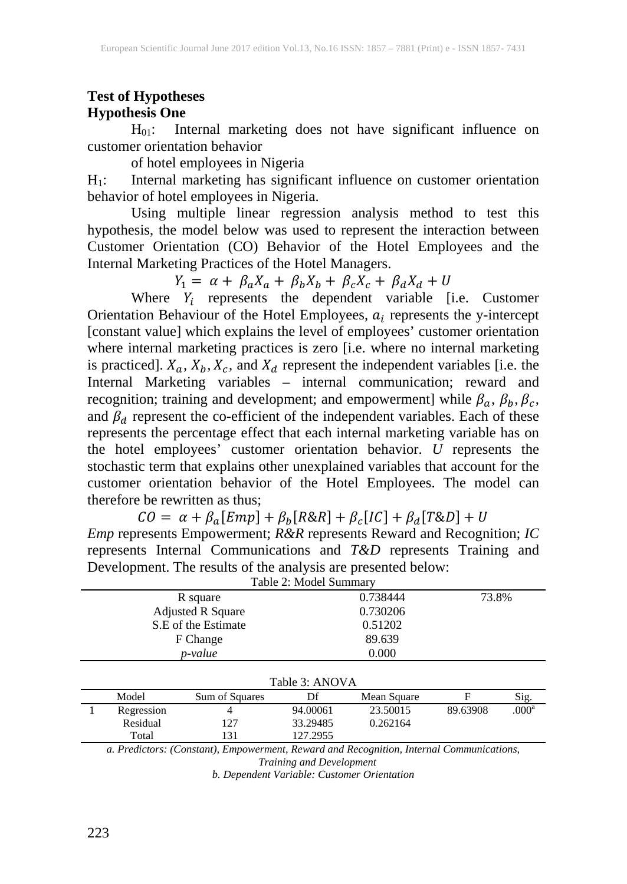**Test of Hypotheses**

**Hypothesis One**

$H_{01}$: Internal marketing does not have significant influence on customer orientation behavior

of hotel employees in Nigeria

$H_1$: Internal marketing has significant influence on customer orientation behavior of hotel employees in Nigeria.

Using multiple linear regression analysis method to test this hypothesis, the model below was used to represent the interaction between Customer Orientation (CO) Behavior of the Hotel Employees and the Internal Marketing Practices of the Hotel Managers.

$$Y_1 = \alpha + \beta_a X_a + \beta_b X_b + \beta_c X_c + \beta_d X_d + U$$

Where $Y_i$ represents the dependent variable [i.e. Customer Orientation Behaviour of the Hotel Employees, $a_i$ represents the y-intercept [constant value] which explains the level of employees' customer orientation where internal marketing practices is zero [i.e. where no internal marketing is practiced]. $X_a$, $X_b$, $X_c$, and $X_d$ represent the independent variables [i.e. the Internal Marketing variables – internal communication; reward and recognition; training and development; and empowerment] while $\beta_a$, $\beta_b$, $\beta_c$, and $\beta_d$ represent the co-efficient of the independent variables. Each of these represents the percentage effect that each internal marketing variable has on the hotel employees' customer orientation behavior. *U* represents the stochastic term that explains other unexplained variables that account for the customer orientation behavior of the Hotel Employees. The model can therefore be rewritten as thus;

$$CO = \alpha + \beta_a[Emp] + \beta_b[R\&R] + \beta_c[IC] + \beta_d[T\&D] + U$$

*Emp* represents Empowerment; *R&R* represents Reward and Recognition; *IC* represents Internal Communications and *T&D* represents Training and Development. The results of the analysis are presented below:

Table 2: Model Summary

| | | |
|---|---|---|
| R square | 0.738444 | 73.8% |
| Adjusted R Square | 0.730206 | |
| S.E of the Estimate | 0.51202 | |
| F Change | 89.639 | |
| *p-value* | 0.000 | |

Table 3: ANOVA

| Model | | Sum of Squares | Df | Mean Square | F | Sig. |
|---|---|---|---|---|---|---|
| 1 | Regression | 4 | 94.00061 | 23.50015 | 89.63908 | .000[a] |
| | Residual | 127 | 33.29485 | 0.262164 | | |
| | Total | 131 | 127.2955 | | | |

*a. Predictors: (Constant), Empowerment, Reward and Recognition, Internal Communications, Training and Development*

*b. Dependent Variable: Customer Orientation*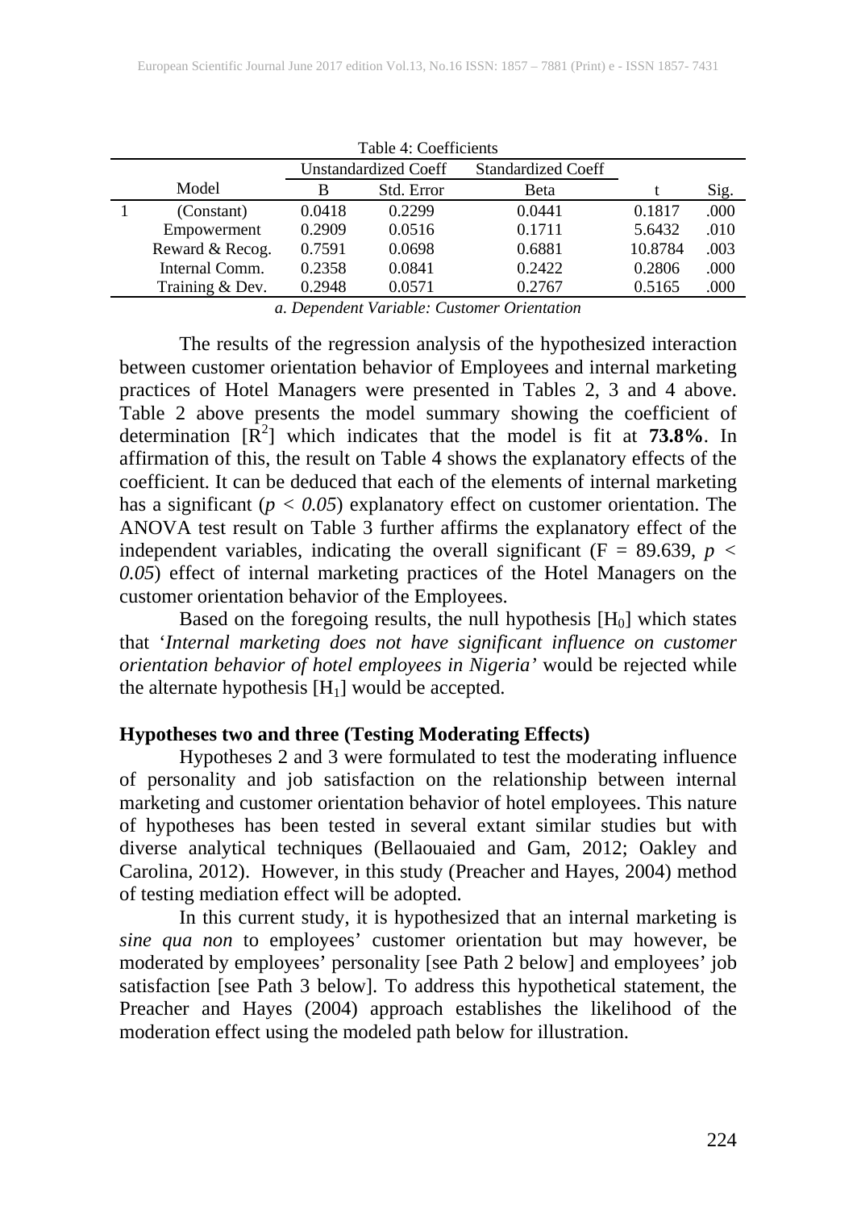Table 4: Coefficients

| | Model | Unstandardized Coeff | | Standardized Coeff | | |
|---|---|---|---|---|---|---|
| | | B | Std. Error | Beta | t | Sig. |
| 1 | (Constant) | 0.0418 | 0.2299 | 0.0441 | 0.1817 | .000 |
| | Empowerment | 0.2909 | 0.0516 | 0.1711 | 5.6432 | .010 |
| | Reward & Recog. | 0.7591 | 0.0698 | 0.6881 | 10.8784 | .003 |
| | Internal Comm. | 0.2358 | 0.0841 | 0.2422 | 0.2806 | .000 |
| | Training & Dev. | 0.2948 | 0.0571 | 0.2767 | 0.5165 | .000 |

*a. Dependent Variable: Customer Orientation*

The results of the regression analysis of the hypothesized interaction between customer orientation behavior of Employees and internal marketing practices of Hotel Managers were presented in Tables 2, 3 and 4 above. Table 2 above presents the model summary showing the coefficient of determination [$R^2$] which indicates that the model is fit at **73.8%**. In affirmation of this, the result on Table 4 shows the explanatory effects of the coefficient. It can be deduced that each of the elements of internal marketing has a significant ($p < 0.05$) explanatory effect on customer orientation. The ANOVA test result on Table 3 further affirms the explanatory effect of the independent variables, indicating the overall significant ($F = 89.639$, $p < 0.05$) effect of internal marketing practices of the Hotel Managers on the customer orientation behavior of the Employees.

Based on the foregoing results, the null hypothesis [$H_0$] which states that '*Internal marketing does not have significant influence on customer orientation behavior of hotel employees in Nigeria'* would be rejected while the alternate hypothesis [$H_1$] would be accepted.

### Hypotheses two and three (Testing Moderating Effects)

Hypotheses 2 and 3 were formulated to test the moderating influence of personality and job satisfaction on the relationship between internal marketing and customer orientation behavior of hotel employees. This nature of hypotheses has been tested in several extant similar studies but with diverse analytical techniques (Bellaouaied and Gam, 2012; Oakley and Carolina, 2012). However, in this study (Preacher and Hayes, 2004) method of testing mediation effect will be adopted.

In this current study, it is hypothesized that an internal marketing is *sine qua non* to employees' customer orientation but may however, be moderated by employees' personality [see Path 2 below] and employees' job satisfaction [see Path 3 below]. To address this hypothetical statement, the Preacher and Hayes (2004) approach establishes the likelihood of the moderation effect using the modeled path below for illustration.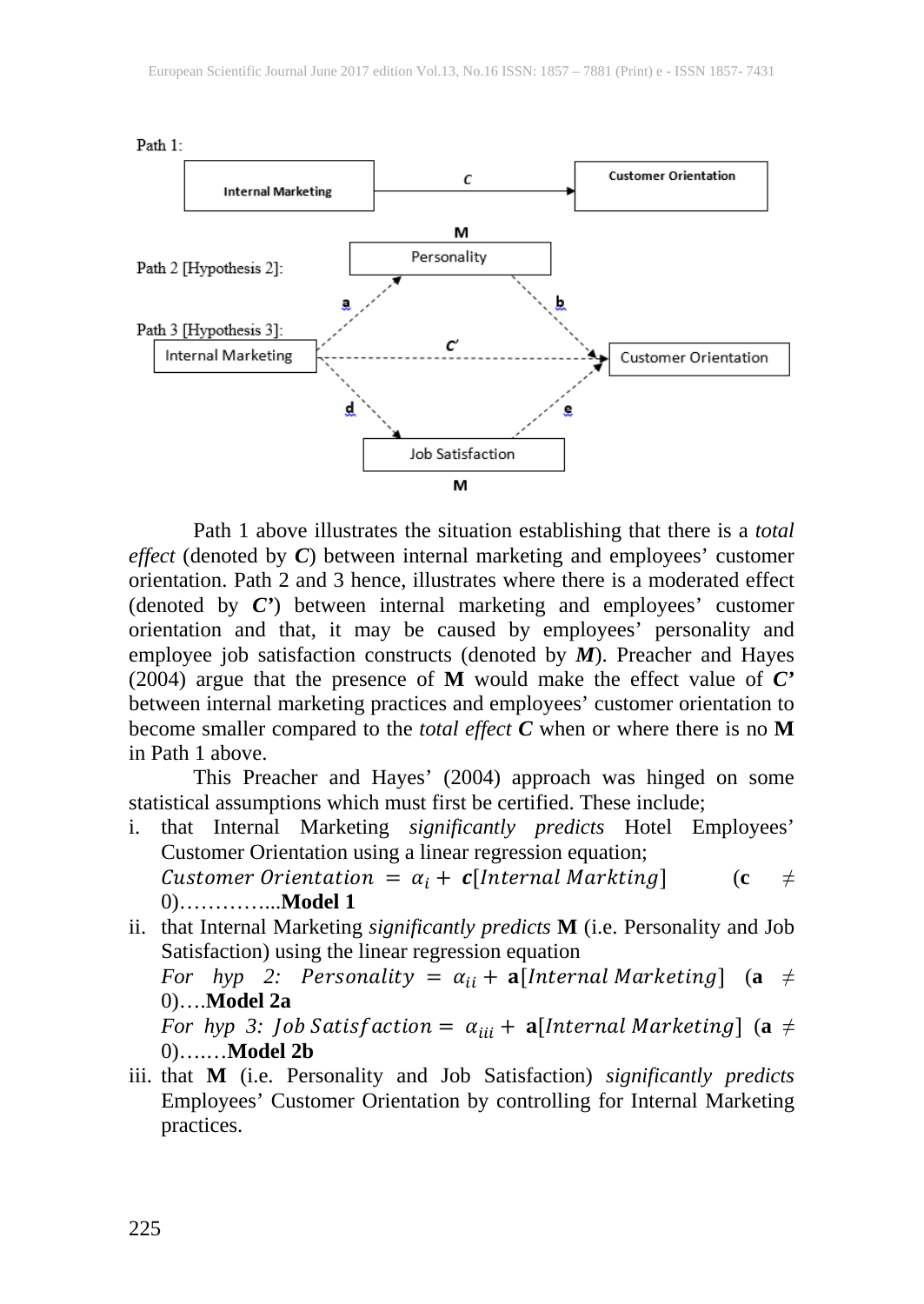Path 1:

Internal Marketing → *c* → Customer Orientation

Path 2 [Hypothesis 2]:

Path 3 [Hypothesis 3]:

Internal Marketing → a → Personality (M) → b → Customer Orientation

Internal Marketing → *c'* → Customer Orientation

Internal Marketing → d → Job Satisfaction (M) → e → Customer Orientation

Path 1 above illustrates the situation establishing that there is a *total effect* (denoted by ***C***) between internal marketing and employees' customer orientation. Path 2 and 3 hence, illustrates where there is a moderated effect (denoted by ***C'***) between internal marketing and employees' customer orientation and that, it may be caused by employees' personality and employee job satisfaction constructs (denoted by ***M***). Preacher and Hayes (2004) argue that the presence of **M** would make the effect value of ***C'*** between internal marketing practices and employees' customer orientation to become smaller compared to the *total effect* ***C*** when or where there is no **M** in Path 1 above.

This Preacher and Hayes' (2004) approach was hinged on some statistical assumptions which must first be certified. These include;

i. that Internal Marketing *significantly predicts* Hotel Employees' Customer Orientation using a linear regression equation;
   $Customer\ Orientation = \alpha_i + \boldsymbol{c}[Internal\ Markting]$ ($\mathbf{c} \neq 0$)…………...**Model 1**
ii. that Internal Marketing *significantly predicts* **M** (i.e. Personality and Job Satisfaction) using the linear regression equation
   *For hyp 2:* $Personality = \alpha_{ii} + \mathbf{a}[Internal\ Marketing]$ ($\mathbf{a} \neq 0$)….**Model 2a**
   *For hyp 3:* $Job\ Satisfaction = \alpha_{iii} + \mathbf{a}[Internal\ Marketing]$ ($\mathbf{a} \neq 0$)….…**Model 2b**
iii. that **M** (i.e. Personality and Job Satisfaction) *significantly predicts* Employees' Customer Orientation by controlling for Internal Marketing practices.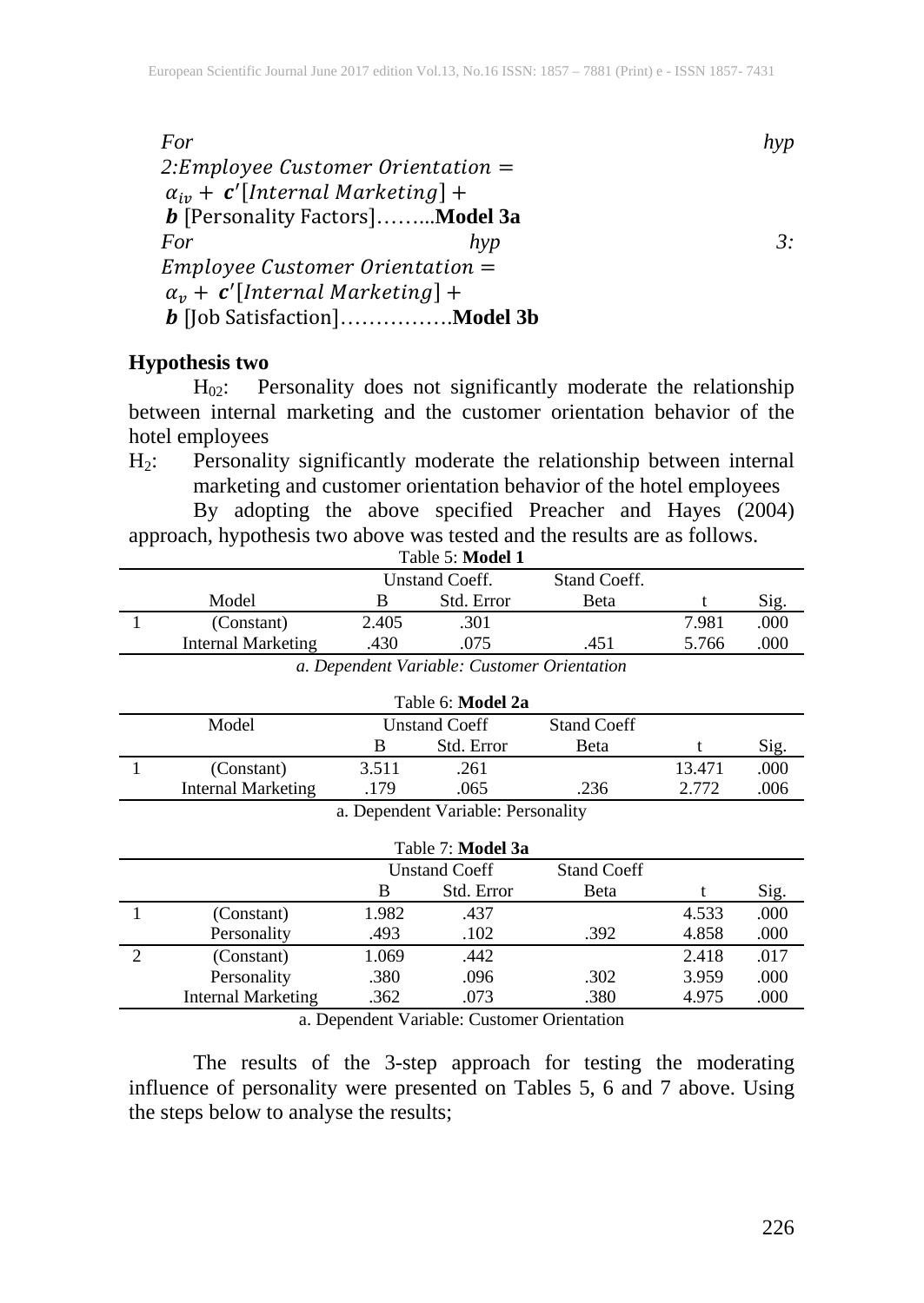*For hyp 2:* $Employee\ Customer\ Orientation = \alpha_{iv} + \boldsymbol{c}'[Internal\ Marketing] + \boldsymbol{b}$ [Personality Factors]……...**Model 3a**

*For hyp 3:* $Employee\ Customer\ Orientation = \alpha_{v} + \boldsymbol{c}'[Internal\ Marketing] + \boldsymbol{b}$ [Job Satisfaction]…………….**Model 3b**

**Hypothesis two**

$H_{02}$: Personality does not significantly moderate the relationship between internal marketing and the customer orientation behavior of the hotel employees

$H_2$: Personality significantly moderate the relationship between internal marketing and customer orientation behavior of the hotel employees

By adopting the above specified Preacher and Hayes (2004) approach, hypothesis two above was tested and the results are as follows.

Table 5: **Model 1**

| | Model | Unstand Coeff. B | Std. Error | Stand Coeff. Beta | t | Sig. |
|---|---|---|---|---|---|---|
| 1 | (Constant) | 2.405 | .301 | | 7.981 | .000 |
| | Internal Marketing | .430 | .075 | .451 | 5.766 | .000 |

*a. Dependent Variable: Customer Orientation*

Table 6: **Model 2a**

| | Model | Unstand Coeff B | Std. Error | Stand Coeff Beta | t | Sig. |
|---|---|---|---|---|---|---|
| 1 | (Constant) | 3.511 | .261 | | 13.471 | .000 |
| | Internal Marketing | .179 | .065 | .236 | 2.772 | .006 |

a. Dependent Variable: Personality

Table 7: **Model 3a**

| | | Unstand Coeff B | Std. Error | Stand Coeff Beta | t | Sig. |
|---|---|---|---|---|---|---|
| 1 | (Constant) | 1.982 | .437 | | 4.533 | .000 |
| | Personality | .493 | .102 | .392 | 4.858 | .000 |
| 2 | (Constant) | 1.069 | .442 | | 2.418 | .017 |
| | Personality | .380 | .096 | .302 | 3.959 | .000 |
| | Internal Marketing | .362 | .073 | .380 | 4.975 | .000 |

a. Dependent Variable: Customer Orientation

The results of the 3-step approach for testing the moderating influence of personality were presented on Tables 5, 6 and 7 above. Using the steps below to analyse the results;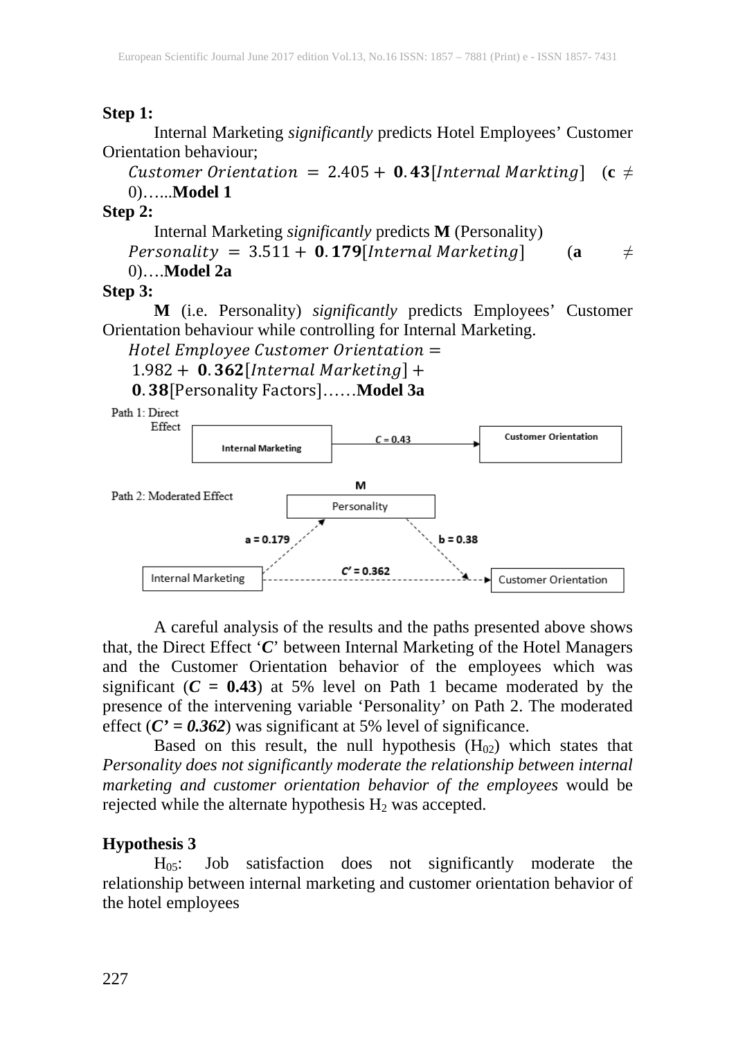**Step 1:**

Internal Marketing *significantly* predicts Hotel Employees' Customer Orientation behaviour;

$Customer\ Orientation\ =\ 2.405 +\ \mathbf{0.43}[Internal\ Markting]$ ($\mathbf{c} \neq 0$)…...**Model 1**

**Step 2:**

Internal Marketing *significantly* predicts **M** (Personality)

$Personality\ =\ 3.511 +\ \mathbf{0.179}[Internal\ Marketing]$ ($\mathbf{a} \neq 0$)….**Model 2a**

**Step 3:**

**M** (i.e. Personality) *significantly* predicts Employees' Customer Orientation behaviour while controlling for Internal Marketing.

$Hotel\ Employee\ Customer\ Orientation =$
$1.982 +\ \mathbf{0.362}[Internal\ Marketing] +$
$\mathbf{0.38}[\text{Personality Factors}]$……**Model 3a**

Path 1: Direct Effect

Internal Marketing → ($C = 0.43$) → Customer Orientation

Path 2: Moderated Effect

M: Personality

Internal Marketing → ($a = 0.179$) → Personality → ($b = 0.38$) → Customer Orientation

Internal Marketing → ($C' = 0.362$) → Customer Orientation

A careful analysis of the results and the paths presented above shows that, the Direct Effect '***C***' between Internal Marketing of the Hotel Managers and the Customer Orientation behavior of the employees which was significant (***C* = 0.43**) at 5% level on Path 1 became moderated by the presence of the intervening variable 'Personality' on Path 2. The moderated effect (***C' = 0.362***) was significant at 5% level of significance.

Based on this result, the null hypothesis ($H_{02}$) which states that *Personality does not significantly moderate the relationship between internal marketing and customer orientation behavior of the employees* would be rejected while the alternate hypothesis $H_2$ was accepted.

**Hypothesis 3**

$H_{05}$: Job satisfaction does not significantly moderate the relationship between internal marketing and customer orientation behavior of the hotel employees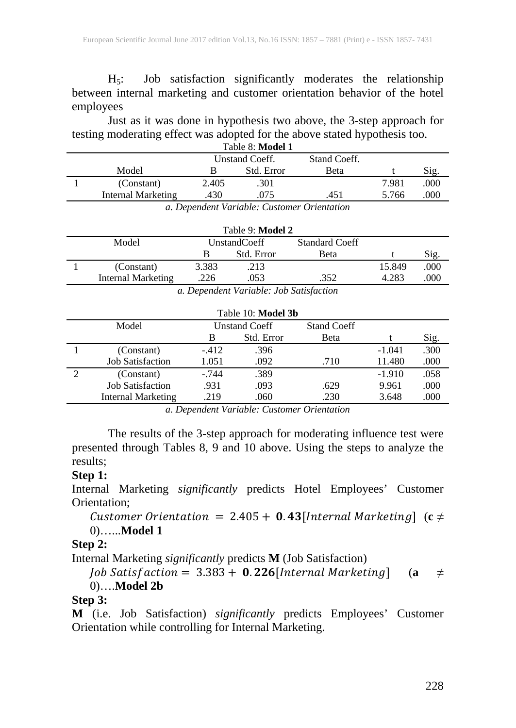$H_5$: Job satisfaction significantly moderates the relationship between internal marketing and customer orientation behavior of the hotel employees

Just as it was done in hypothesis two above, the 3-step approach for testing moderating effect was adopted for the above stated hypothesis too.

Table 8: **Model 1**

| | Model | Unstand Coeff. | | Stand Coeff. | | |
|---|---|---|---|---|---|---|
| | | B | Std. Error | Beta | t | Sig. |
| 1 | (Constant) | 2.405 | .301 | | 7.981 | .000 |
| | Internal Marketing | .430 | .075 | .451 | 5.766 | .000 |

*a. Dependent Variable: Customer Orientation*

Table 9: **Model 2**

| | Model | UnstandCoeff | | Standard Coeff | | |
|---|---|---|---|---|---|---|
| | | B | Std. Error | Beta | t | Sig. |
| 1 | (Constant) | 3.383 | .213 | | 15.849 | .000 |
| | Internal Marketing | .226 | .053 | .352 | 4.283 | .000 |

*a. Dependent Variable: Job Satisfaction*

Table 10: **Model 3b**

| | Model | Unstand Coeff | | Stand Coeff | | |
|---|---|---|---|---|---|---|
| | | B | Std. Error | Beta | t | Sig. |
| 1 | (Constant) | -.412 | .396 | | -1.041 | .300 |
| | Job Satisfaction | 1.051 | .092 | .710 | 11.480 | .000 |
| 2 | (Constant) | -.744 | .389 | | -1.910 | .058 |
| | Job Satisfaction | .931 | .093 | .629 | 9.961 | .000 |
| | Internal Marketing | .219 | .060 | .230 | 3.648 | .000 |

*a. Dependent Variable: Customer Orientation*

The results of the 3-step approach for moderating influence test were presented through Tables 8, 9 and 10 above. Using the steps to analyze the results;

**Step 1:**

Internal Marketing *significantly* predicts Hotel Employees' Customer Orientation;

$Customer\ Orientation\ = 2.405 + \mathbf{0.43}[Internal\ Marketing]$ ($\mathbf{c} \neq 0$)…...**Model 1**

**Step 2:**

Internal Marketing *significantly* predicts **M** (Job Satisfaction)

$Job\ Satisfaction = 3.383 + \mathbf{0.226}[Internal\ Marketing]$ ($\mathbf{a} \neq 0$)….**Model 2b**

**Step 3:**

**M** (i.e. Job Satisfaction) *significantly* predicts Employees' Customer Orientation while controlling for Internal Marketing.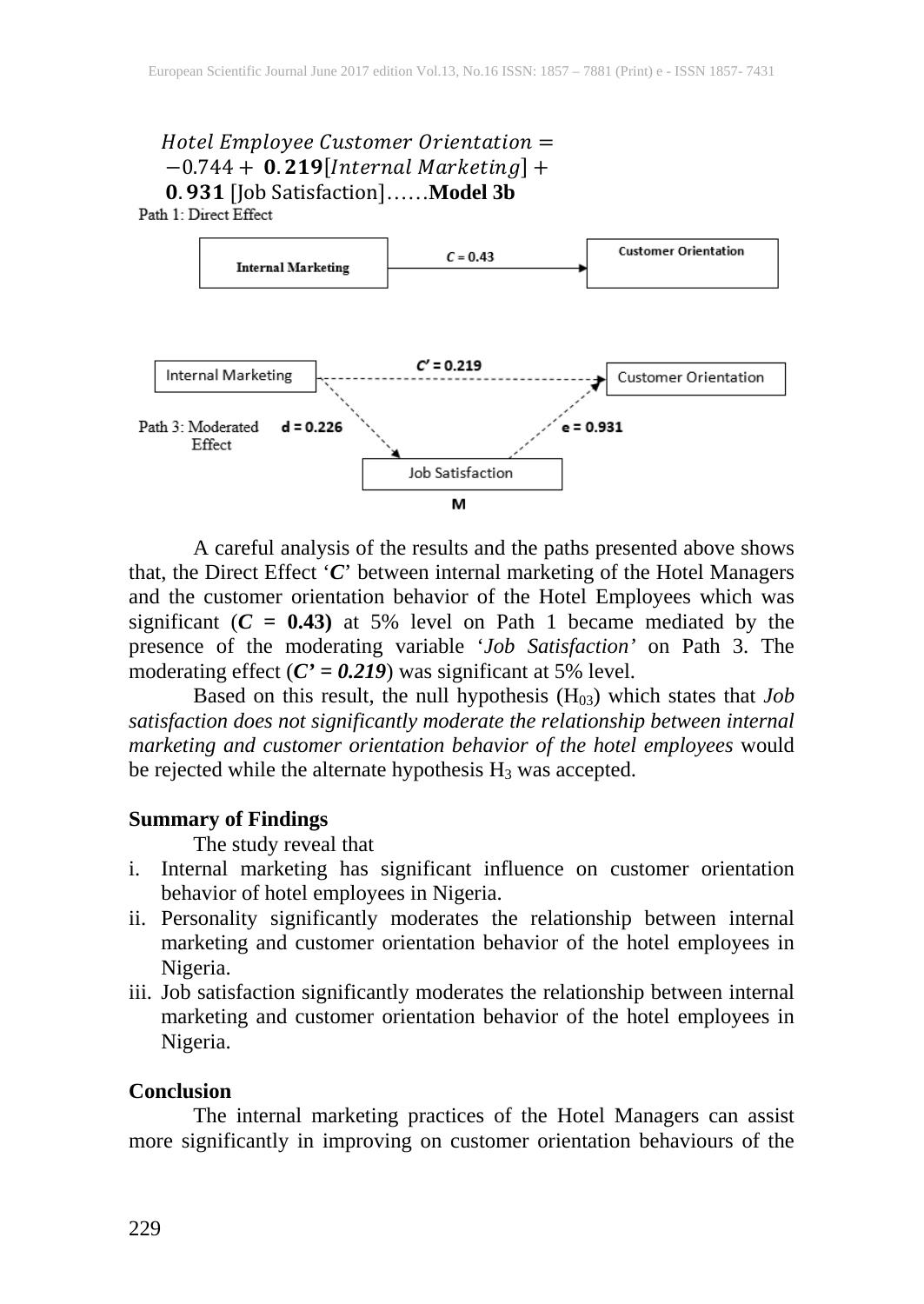$$Hotel\ Employee\ Customer\ Orientation = -0.744 + \mathbf{0.219}[Internal\ Marketing] + \mathbf{0.931}\ [\text{Job Satisfaction}] \ldots\ldots \textbf{Model 3b}$$

Path 1: Direct Effect

Internal Marketing → ($C = 0.43$) → Customer Orientation

Internal Marketing → ($C' = 0.219$) → Customer Orientation

Path 3: Moderated Effect

Internal Marketing → ($d = 0.226$) → Job Satisfaction (M) → ($e = 0.931$) → Customer Orientation

A careful analysis of the results and the paths presented above shows that, the Direct Effect '***C***' between internal marketing of the Hotel Managers and the customer orientation behavior of the Hotel Employees which was significant (***C* = 0.43**) at 5% level on Path 1 became mediated by the presence of the moderating variable '*Job Satisfaction'* on Path 3. The moderating effect (***C' = 0.219***) was significant at 5% level.

Based on this result, the null hypothesis ($H_{03}$) which states that *Job satisfaction does not significantly moderate the relationship between internal marketing and customer orientation behavior of the hotel employees* would be rejected while the alternate hypothesis $H_3$ was accepted.

**Summary of Findings**

The study reveal that

i. Internal marketing has significant influence on customer orientation behavior of hotel employees in Nigeria.
ii. Personality significantly moderates the relationship between internal marketing and customer orientation behavior of the hotel employees in Nigeria.
iii. Job satisfaction significantly moderates the relationship between internal marketing and customer orientation behavior of the hotel employees in Nigeria.

**Conclusion**

The internal marketing practices of the Hotel Managers can assist more significantly in improving on customer orientation behaviours of the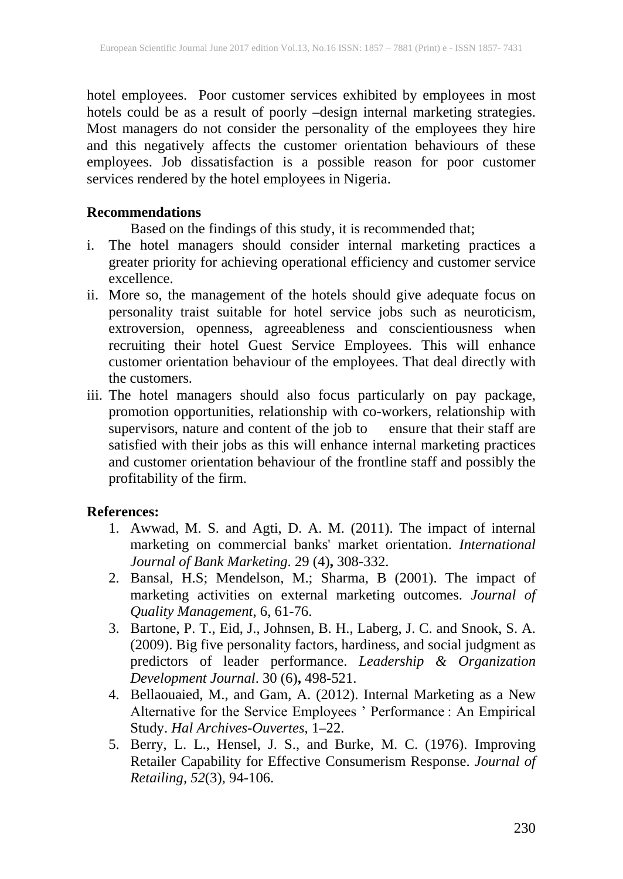hotel employees. Poor customer services exhibited by employees in most hotels could be as a result of poorly –design internal marketing strategies. Most managers do not consider the personality of the employees they hire and this negatively affects the customer orientation behaviours of these employees. Job dissatisfaction is a possible reason for poor customer services rendered by the hotel employees in Nigeria.

## Recommendations

Based on the findings of this study, it is recommended that;

i. The hotel managers should consider internal marketing practices a greater priority for achieving operational efficiency and customer service excellence.
ii. More so, the management of the hotels should give adequate focus on personality traist suitable for hotel service jobs such as neuroticism, extroversion, openness, agreeableness and conscientiousness when recruiting their hotel Guest Service Employees. This will enhance customer orientation behaviour of the employees. That deal directly with the customers.
iii. The hotel managers should also focus particularly on pay package, promotion opportunities, relationship with co-workers, relationship with supervisors, nature and content of the job to ensure that their staff are satisfied with their jobs as this will enhance internal marketing practices and customer orientation behaviour of the frontline staff and possibly the profitability of the firm.

## References:

1. Awwad, M. S. and Agti, D. A. M. (2011). The impact of internal marketing on commercial banks' market orientation. *International Journal of Bank Marketing*. 29 (4)**,** 308-332.
2. Bansal, H.S; Mendelson, M.; Sharma, B (2001). The impact of marketing activities on external marketing outcomes. *Journal of Quality Management*, 6, 61-76.
3. Bartone, P. T., Eid, J., Johnsen, B. H., Laberg, J. C. and Snook, S. A. (2009). Big five personality factors, hardiness, and social judgment as predictors of leader performance. *Leadership & Organization Development Journal*. 30 (6)**,** 498-521.
4. Bellaouaied, M., and Gam, A. (2012). Internal Marketing as a New Alternative for the Service Employees ' Performance : An Empirical Study. *Hal Archives-Ouvertes*, 1–22.
5. Berry, L. L., Hensel, J. S., and Burke, M. C. (1976). Improving Retailer Capability for Effective Consumerism Response. *Journal of Retailing, 52*(3), 94-106.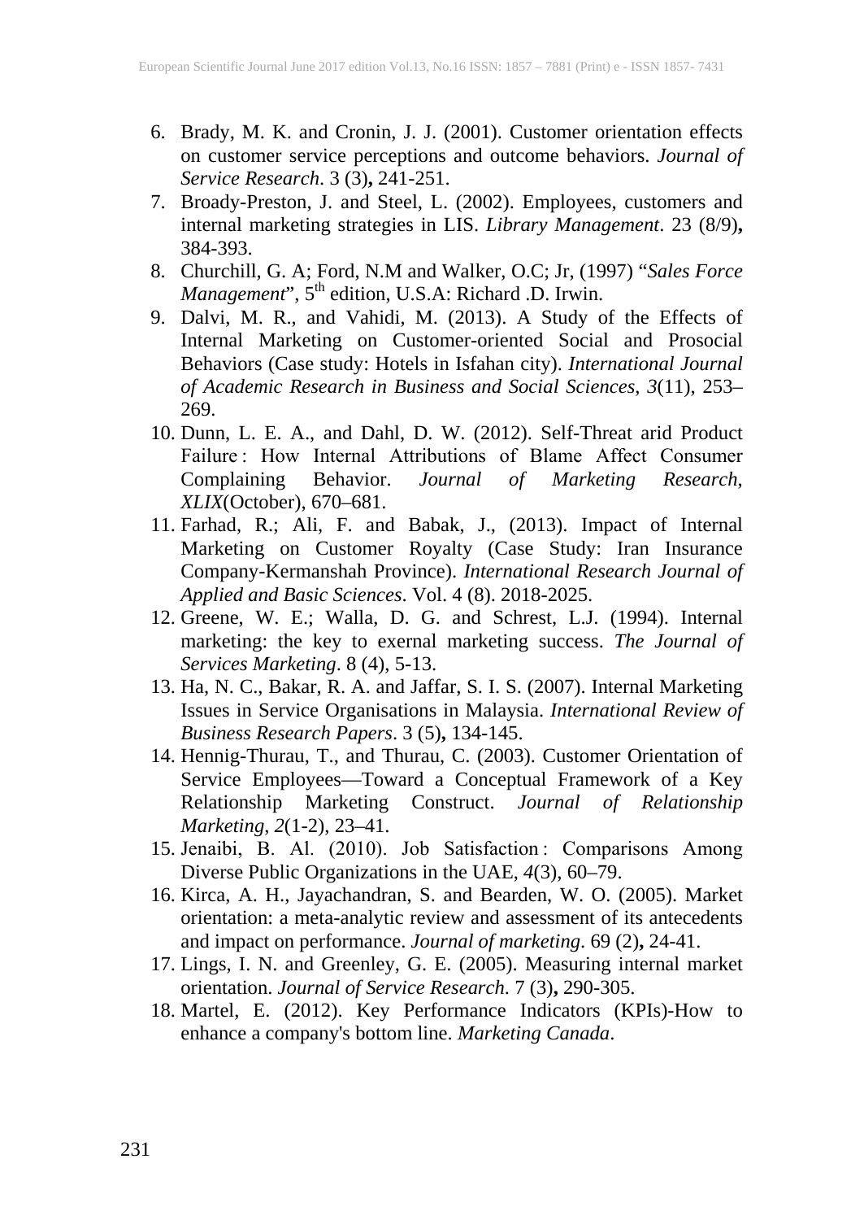6. Brady, M. K. and Cronin, J. J. (2001). Customer orientation effects on customer service perceptions and outcome behaviors. *Journal of Service Research*. 3 (3)**,** 241-251.
7. Broady-Preston, J. and Steel, L. (2002). Employees, customers and internal marketing strategies in LIS. *Library Management*. 23 (8/9)**,** 384-393.
8. Churchill, G. A; Ford, N.M and Walker, O.C; Jr, (1997) "*Sales Force Management*", 5th edition, U.S.A: Richard .D. Irwin.
9. Dalvi, M. R., and Vahidi, M. (2013). A Study of the Effects of Internal Marketing on Customer-oriented Social and Prosocial Behaviors (Case study: Hotels in Isfahan city). *International Journal of Academic Research in Business and Social Sciences*, *3*(11), 253–269.
10. Dunn, L. E. A., and Dahl, D. W. (2012). Self-Threat arid Product Failure : How Internal Attributions of Blame Affect Consumer Complaining Behavior. *Journal of Marketing Research*, *XLIX*(October), 670–681.
11. Farhad, R.; Ali, F. and Babak, J., (2013). Impact of Internal Marketing on Customer Royalty (Case Study: Iran Insurance Company-Kermanshah Province). *International Research Journal of Applied and Basic Sciences*. Vol. 4 (8). 2018-2025.
12. Greene, W. E.; Walla, D. G. and Schrest, L.J. (1994). Internal marketing: the key to exernal marketing success. *The Journal of Services Marketing*. 8 (4), 5-13.
13. Ha, N. C., Bakar, R. A. and Jaffar, S. I. S. (2007). Internal Marketing Issues in Service Organisations in Malaysia. *International Review of Business Research Papers*. 3 (5)**,** 134-145.
14. Hennig-Thurau, T., and Thurau, C. (2003). Customer Orientation of Service Employees—Toward a Conceptual Framework of a Key Relationship Marketing Construct. *Journal of Relationship Marketing*, *2*(1-2), 23–41.
15. Jenaibi, B. Al. (2010). Job Satisfaction : Comparisons Among Diverse Public Organizations in the UAE, *4*(3), 60–79.
16. Kirca, A. H., Jayachandran, S. and Bearden, W. O. (2005). Market orientation: a meta-analytic review and assessment of its antecedents and impact on performance. *Journal of marketing*. 69 (2)**,** 24-41.
17. Lings, I. N. and Greenley, G. E. (2005). Measuring internal market orientation. *Journal of Service Research*. 7 (3)**,** 290-305.
18. Martel, E. (2012). Key Performance Indicators (KPIs)-How to enhance a company's bottom line. *Marketing Canada*.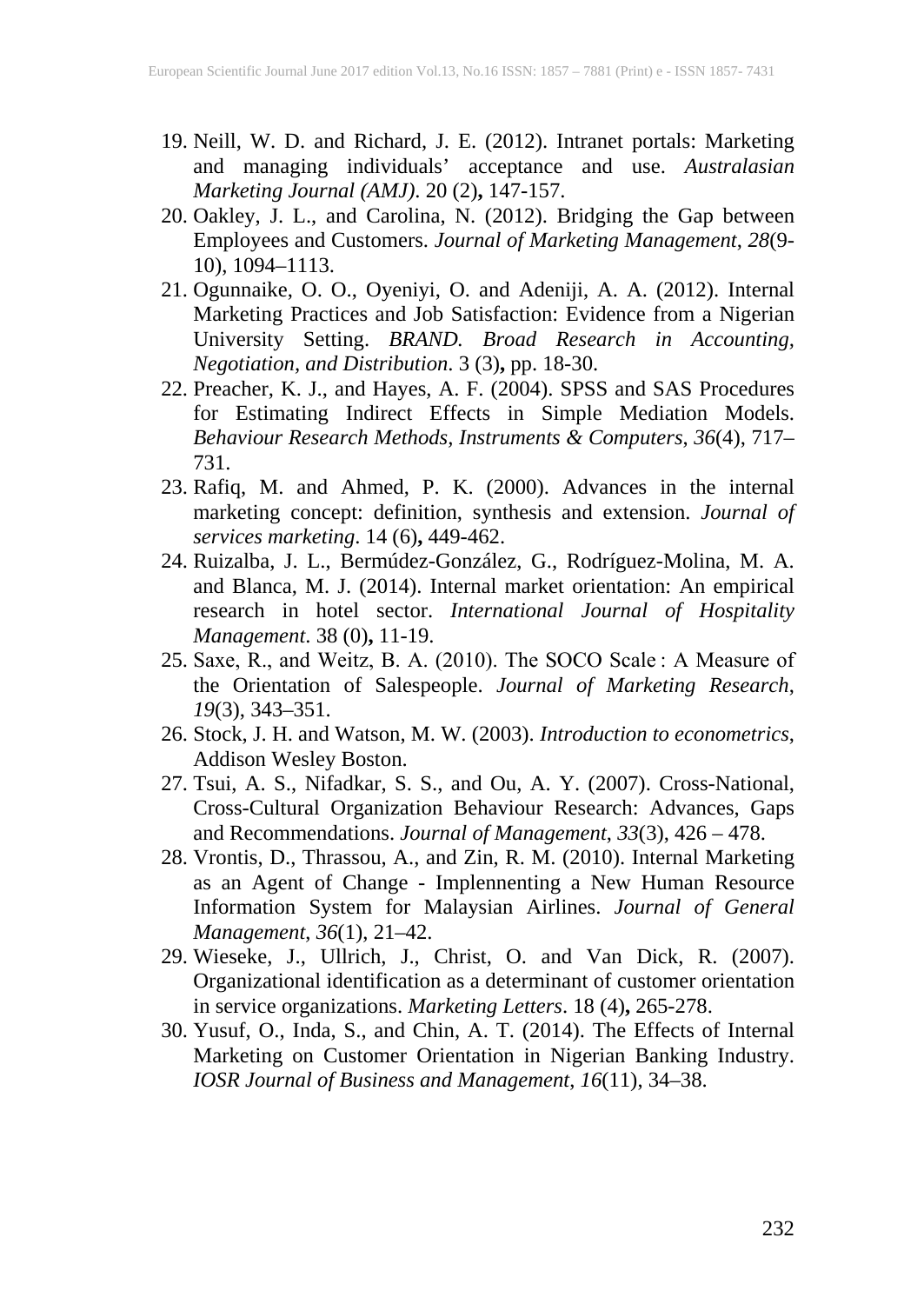19. Neill, W. D. and Richard, J. E. (2012). Intranet portals: Marketing and managing individuals' acceptance and use. *Australasian Marketing Journal (AMJ)*. 20 (2)**,** 147-157.
20. Oakley, J. L., and Carolina, N. (2012). Bridging the Gap between Employees and Customers. *Journal of Marketing Management*, *28*(9-10), 1094–1113.
21. Ogunnaike, O. O., Oyeniyi, O. and Adeniji, A. A. (2012). Internal Marketing Practices and Job Satisfaction: Evidence from a Nigerian University Setting. *BRAND. Broad Research in Accounting, Negotiation, and Distribution*. 3 (3)**,** pp. 18-30.
22. Preacher, K. J., and Hayes, A. F. (2004). SPSS and SAS Procedures for Estimating Indirect Effects in Simple Mediation Models. *Behaviour Research Methods, Instruments & Computers*, *36*(4), 717–731.
23. Rafiq, M. and Ahmed, P. K. (2000). Advances in the internal marketing concept: definition, synthesis and extension. *Journal of services marketing*. 14 (6)**,** 449-462.
24. Ruizalba, J. L., Bermúdez-González, G., Rodríguez-Molina, M. A. and Blanca, M. J. (2014). Internal market orientation: An empirical research in hotel sector. *International Journal of Hospitality Management*. 38 (0)**,** 11-19.
25. Saxe, R., and Weitz, B. A. (2010). The SOCO Scale : A Measure of the Orientation of Salespeople. *Journal of Marketing Research*, *19*(3), 343–351.
26. Stock, J. H. and Watson, M. W. (2003). *Introduction to econometrics*, Addison Wesley Boston.
27. Tsui, A. S., Nifadkar, S. S., and Ou, A. Y. (2007). Cross-National, Cross-Cultural Organization Behaviour Research: Advances, Gaps and Recommendations. *Journal of Management*, *33*(3), 426 – 478.
28. Vrontis, D., Thrassou, A., and Zin, R. M. (2010). Internal Marketing as an Agent of Change - Implennenting a New Human Resource Information System for Malaysian Airlines. *Journal of General Management*, *36*(1), 21–42.
29. Wieseke, J., Ullrich, J., Christ, O. and Van Dick, R. (2007). Organizational identification as a determinant of customer orientation in service organizations. *Marketing Letters*. 18 (4)**,** 265-278.
30. Yusuf, O., Inda, S., and Chin, A. T. (2014). The Effects of Internal Marketing on Customer Orientation in Nigerian Banking Industry. *IOSR Journal of Business and Management*, *16*(11), 34–38.